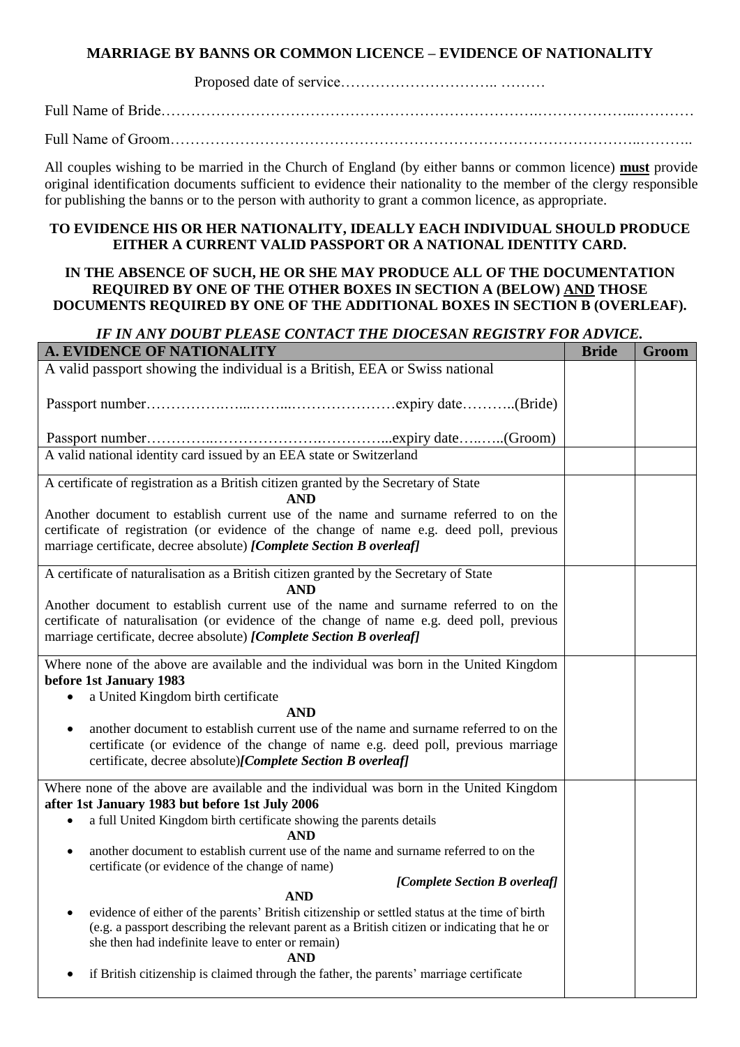**MARRIAGE BY BANNS OR COMMON LICENCE – EVIDENCE OF NATIONALITY**

Proposed date of service………………………….. ………

Full Name of Bride…………………………………………………………………..………………..…………

Full Name of Groom………………………….……………………………………………………..………..

All couples wishing to be married in the Church of England (by either banns or common licence) **must** provide original identification documents sufficient to evidence their nationality to the member of the clergy responsible for publishing the banns or to the person with authority to grant a common licence, as appropriate.

**TO EVIDENCE HIS OR HER NATIONALITY, IDEALLY EACH INDIVIDUAL SHOULD PRODUCE EITHER A CURRENT VALID PASSPORT OR A NATIONAL IDENTITY CARD.**

**IN THE ABSENCE OF SUCH, HE OR SHE MAY PRODUCE ALL OF THE DOCUMENTATION REQUIRED BY ONE OF THE OTHER BOXES IN SECTION A (BELOW) AND THOSE DOCUMENTS REQUIRED BY ONE OF THE ADDITIONAL BOXES IN SECTION B (OVERLEAF).**

***IF IN ANY DOUBT PLEASE CONTACT THE DIOCESAN REGISTRY FOR ADVICE.***

| **A. EVIDENCE OF NATIONALITY** | **Bride** | **Groom** |
|---|---|---|
| A valid passport showing the individual is a British, EEA or Swiss national<br><br>Passport number……………….…...……...…………………expiry date………..(Bride)<br><br>Passport number…………..………………….…………...expiry date…..…..(Groom) | | |
| A valid national identity card issued by an EEA state or Switzerland | | |
| A certificate of registration as a British citizen granted by the Secretary of State<br>**AND**<br>Another document to establish current use of the name and surname referred to on the certificate of registration (or evidence of the change of name e.g. deed poll, previous marriage certificate, decree absolute) ***[Complete Section B overleaf]*** | | |
| A certificate of naturalisation as a British citizen granted by the Secretary of State<br>**AND**<br>Another document to establish current use of the name and surname referred to on the certificate of naturalisation (or evidence of the change of name e.g. deed poll, previous marriage certificate, decree absolute) ***[Complete Section B overleaf]*** | | |
| Where none of the above are available and the individual was born in the United Kingdom **before 1st January 1983**<br>• a United Kingdom birth certificate<br>**AND**<br>• another document to establish current use of the name and surname referred to on the certificate (or evidence of the change of name e.g. deed poll, previous marriage certificate, decree absolute)***[Complete Section B overleaf]*** | | |
| Where none of the above are available and the individual was born in the United Kingdom **after 1st January 1983 but before 1st July 2006**<br>• a full United Kingdom birth certificate showing the parents details<br>**AND**<br>• another document to establish current use of the name and surname referred to on the certificate (or evidence of the change of name)<br>***[Complete Section B overleaf]***<br>**AND**<br>• evidence of either of the parents' British citizenship or settled status at the time of birth (e.g. a passport describing the relevant parent as a British citizen or indicating that he or she then had indefinite leave to enter or remain)<br>**AND**<br>• if British citizenship is claimed through the father, the parents' marriage certificate | | |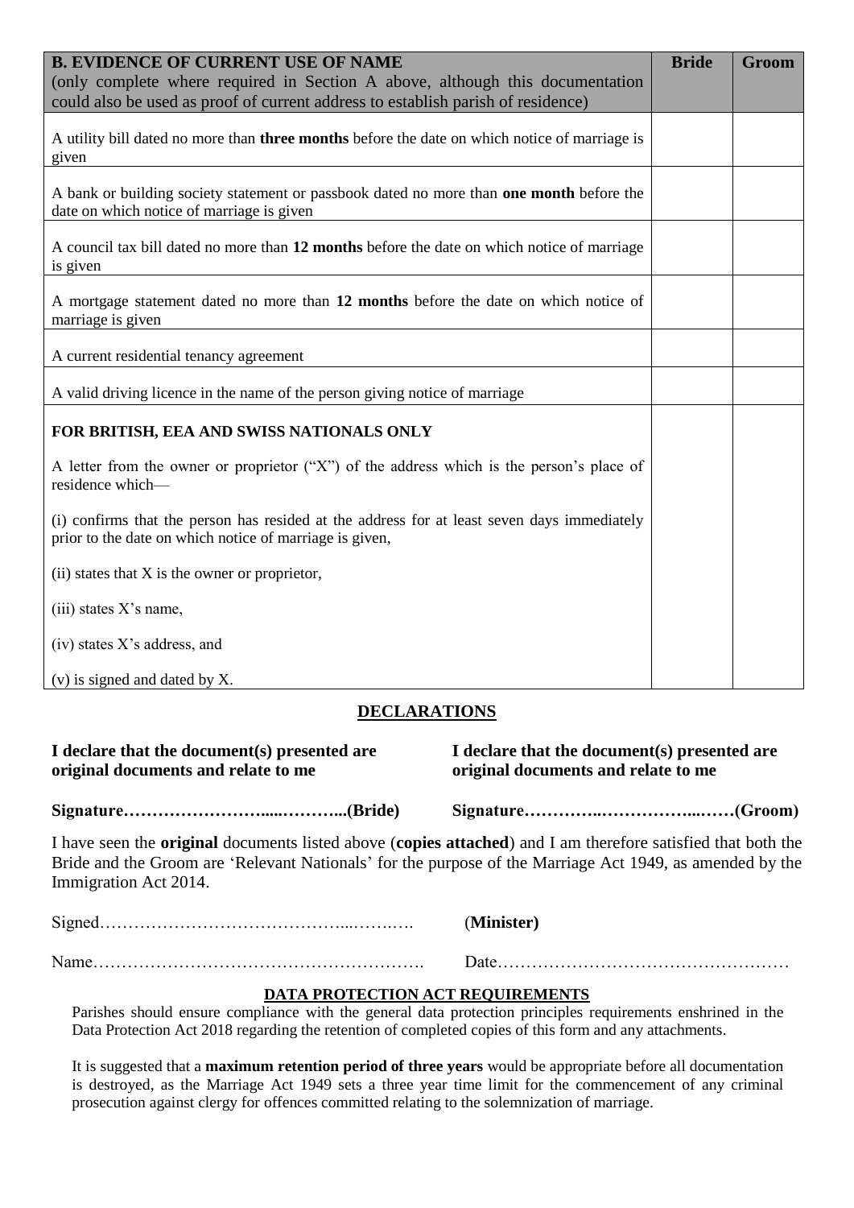| **B. EVIDENCE OF CURRENT USE OF NAME** (only complete where required in Section A above, although this documentation could also be used as proof of current address to establish parish of residence) | **Bride** | **Groom** |
|---|---|---|
| A utility bill dated no more than **three months** before the date on which notice of marriage is given | | |
| A bank or building society statement or passbook dated no more than **one month** before the date on which notice of marriage is given | | |
| A council tax bill dated no more than **12 months** before the date on which notice of marriage is given | | |
| A mortgage statement dated no more than **12 months** before the date on which notice of marriage is given | | |
| A current residential tenancy agreement | | |
| A valid driving licence in the name of the person giving notice of marriage | | |
| **FOR BRITISH, EEA AND SWISS NATIONALS ONLY**<br><br>A letter from the owner or proprietor ("X") of the address which is the person's place of residence which—<br><br>(i) confirms that the person has resided at the address for at least seven days immediately prior to the date on which notice of marriage is given,<br><br>(ii) states that X is the owner or proprietor,<br><br>(iii) states X's name,<br><br>(iv) states X's address, and<br><br>(v) is signed and dated by X. | | |

## DECLARATIONS

**I declare that the document(s) presented are original documents and relate to me**

**Signature………………………....………...(Bride)**

**I declare that the document(s) presented are original documents and relate to me**

**Signature…………..……………...……(Groom)**

I have seen the **original** documents listed above (**copies attached**) and I am therefore satisfied that both the Bride and the Groom are 'Relevant Nationals' for the purpose of the Marriage Act 1949, as amended by the Immigration Act 2014.

Signed…………………………………...…….…. (**Minister)**

Name…………………………………………………. Date……………………………………………

### DATA PROTECTION ACT REQUIREMENTS

Parishes should ensure compliance with the general data protection principles requirements enshrined in the Data Protection Act 2018 regarding the retention of completed copies of this form and any attachments.

It is suggested that a **maximum retention period of three years** would be appropriate before all documentation is destroyed, as the Marriage Act 1949 sets a three year time limit for the commencement of any criminal prosecution against clergy for offences committed relating to the solemnization of marriage.